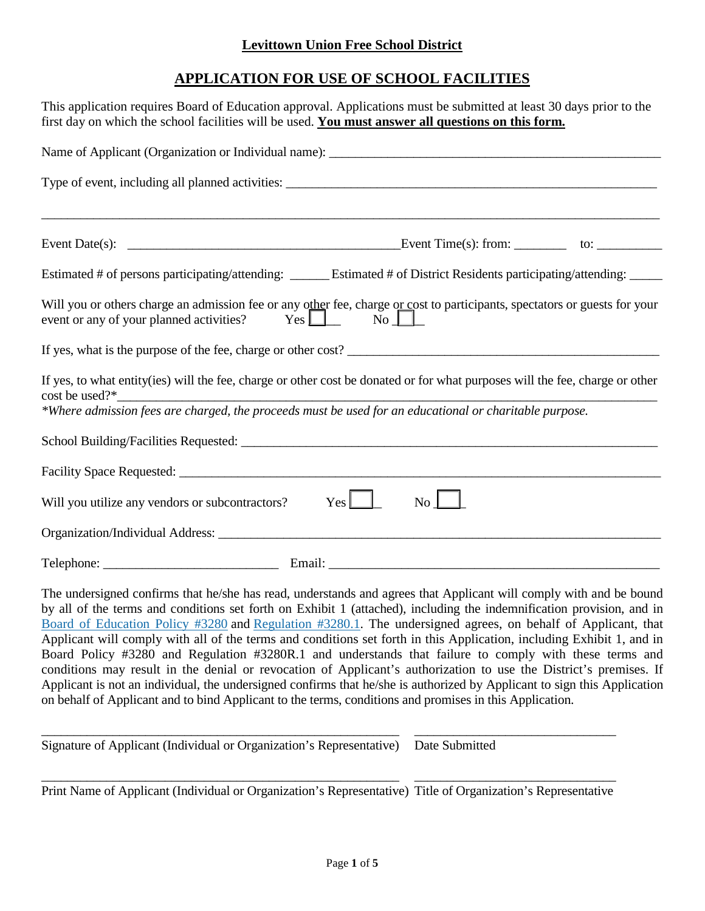**Levittown Union Free School District**

# APPLICATION FOR USE OF SCHOOL FACILITIES

This application requires Board of Education approval. Applications must be submitted at least 30 days prior to the first day on which the school facilities will be used. **You must answer all questions on this form.**

Name of Applicant (Organization or Individual name): ____________________________________________________

Type of event, including all planned activities: ____________________________________________________________

_______________________________________________________________________________________________

Event Date(s): ___________________________________________Event Time(s): from: ________ to: __________

Estimated # of persons participating/attending: ______ Estimated # of District Residents participating/attending: _____

Will you or others charge an admission fee or any other fee, charge or cost to participants, spectators or guests for your event or any of your planned activities? Yes ☐ No ☐

If yes, what is the purpose of the fee, charge or other cost? ________________________________________________

If yes, to what entity(ies) will the fee, charge or other cost be donated or for what purposes will the fee, charge or other cost be used?*________________________________________________________________________________

*\*Where admission fees are charged, the proceeds must be used for an educational or charitable purpose.*

School Building/Facilities Requested: __________________________________________________________________

Facility Space Requested: ____________________________________________________________________________

Will you utilize any vendors or subcontractors? Yes ☐ No ☐

Organization/Individual Address: ______________________________________________________________________

Telephone: ___________________________ Email: ____________________________________________________

The undersigned confirms that he/she has read, understands and agrees that Applicant will comply with and be bound by all of the terms and conditions set forth on Exhibit 1 (attached), including the indemnification provision, and in Board of Education Policy #3280 and Regulation #3280.1. The undersigned agrees, on behalf of Applicant, that Applicant will comply with all of the terms and conditions set forth in this Application, including Exhibit 1, and in Board Policy #3280 and Regulation #3280R.1 and understands that failure to comply with these terms and conditions may result in the denial or revocation of Applicant's authorization to use the District's premises. If Applicant is not an individual, the undersigned confirms that he/she is authorized by Applicant to sign this Application on behalf of Applicant and to bind Applicant to the terms, conditions and promises in this Application.

_________________________________________________________ _______________________________

Signature of Applicant (Individual or Organization's Representative) Date Submitted

_________________________________________________________ _______________________________

Print Name of Applicant (Individual or Organization's Representative) Title of Organization's Representative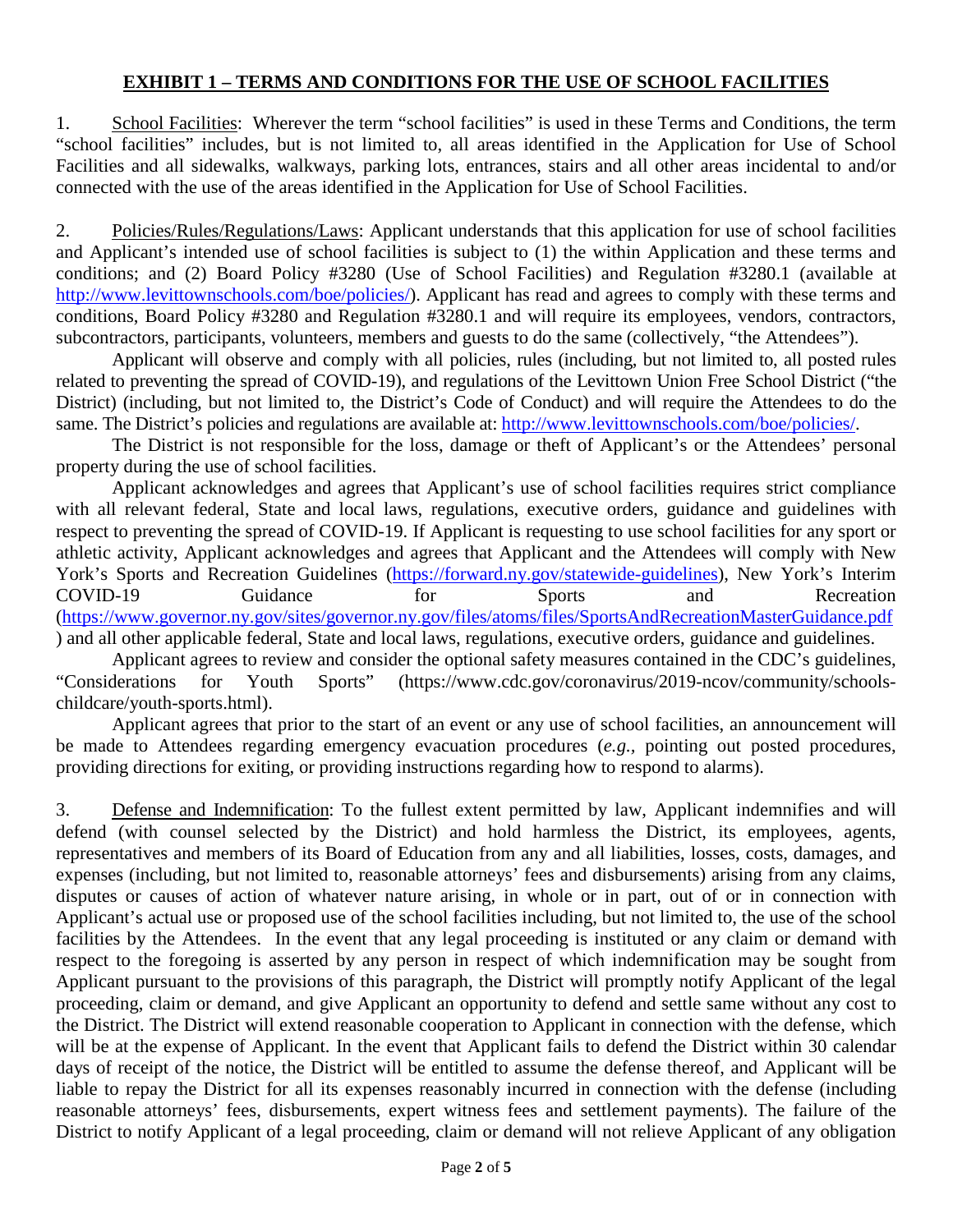## EXHIBIT 1 – TERMS AND CONDITIONS FOR THE USE OF SCHOOL FACILITIES

1. School Facilities: Wherever the term "school facilities" is used in these Terms and Conditions, the term "school facilities" includes, but is not limited to, all areas identified in the Application for Use of School Facilities and all sidewalks, walkways, parking lots, entrances, stairs and all other areas incidental to and/or connected with the use of the areas identified in the Application for Use of School Facilities.

2. Policies/Rules/Regulations/Laws: Applicant understands that this application for use of school facilities and Applicant's intended use of school facilities is subject to (1) the within Application and these terms and conditions; and (2) Board Policy #3280 (Use of School Facilities) and Regulation #3280.1 (available at http://www.levittownschools.com/boe/policies/). Applicant has read and agrees to comply with these terms and conditions, Board Policy #3280 and Regulation #3280.1 and will require its employees, vendors, contractors, subcontractors, participants, volunteers, members and guests to do the same (collectively, "the Attendees").

Applicant will observe and comply with all policies, rules (including, but not limited to, all posted rules related to preventing the spread of COVID-19), and regulations of the Levittown Union Free School District ("the District) (including, but not limited to, the District's Code of Conduct) and will require the Attendees to do the same. The District's policies and regulations are available at: http://www.levittownschools.com/boe/policies/.

The District is not responsible for the loss, damage or theft of Applicant's or the Attendees' personal property during the use of school facilities.

Applicant acknowledges and agrees that Applicant's use of school facilities requires strict compliance with all relevant federal, State and local laws, regulations, executive orders, guidance and guidelines with respect to preventing the spread of COVID-19. If Applicant is requesting to use school facilities for any sport or athletic activity, Applicant acknowledges and agrees that Applicant and the Attendees will comply with New York's Sports and Recreation Guidelines (https://forward.ny.gov/statewide-guidelines), New York's Interim COVID-19 Guidance for Sports and Recreation (https://www.governor.ny.gov/sites/governor.ny.gov/files/atoms/files/SportsAndRecreationMasterGuidance.pdf) and all other applicable federal, State and local laws, regulations, executive orders, guidance and guidelines.

Applicant agrees to review and consider the optional safety measures contained in the CDC's guidelines, "Considerations for Youth Sports" (https://www.cdc.gov/coronavirus/2019-ncov/community/schools-childcare/youth-sports.html).

Applicant agrees that prior to the start of an event or any use of school facilities, an announcement will be made to Attendees regarding emergency evacuation procedures (*e.g.*, pointing out posted procedures, providing directions for exiting, or providing instructions regarding how to respond to alarms).

3. Defense and Indemnification: To the fullest extent permitted by law, Applicant indemnifies and will defend (with counsel selected by the District) and hold harmless the District, its employees, agents, representatives and members of its Board of Education from any and all liabilities, losses, costs, damages, and expenses (including, but not limited to, reasonable attorneys' fees and disbursements) arising from any claims, disputes or causes of action of whatever nature arising, in whole or in part, out of or in connection with Applicant's actual use or proposed use of the school facilities including, but not limited to, the use of the school facilities by the Attendees. In the event that any legal proceeding is instituted or any claim or demand with respect to the foregoing is asserted by any person in respect of which indemnification may be sought from Applicant pursuant to the provisions of this paragraph, the District will promptly notify Applicant of the legal proceeding, claim or demand, and give Applicant an opportunity to defend and settle same without any cost to the District. The District will extend reasonable cooperation to Applicant in connection with the defense, which will be at the expense of Applicant. In the event that Applicant fails to defend the District within 30 calendar days of receipt of the notice, the District will be entitled to assume the defense thereof, and Applicant will be liable to repay the District for all its expenses reasonably incurred in connection with the defense (including reasonable attorneys' fees, disbursements, expert witness fees and settlement payments). The failure of the District to notify Applicant of a legal proceeding, claim or demand will not relieve Applicant of any obligation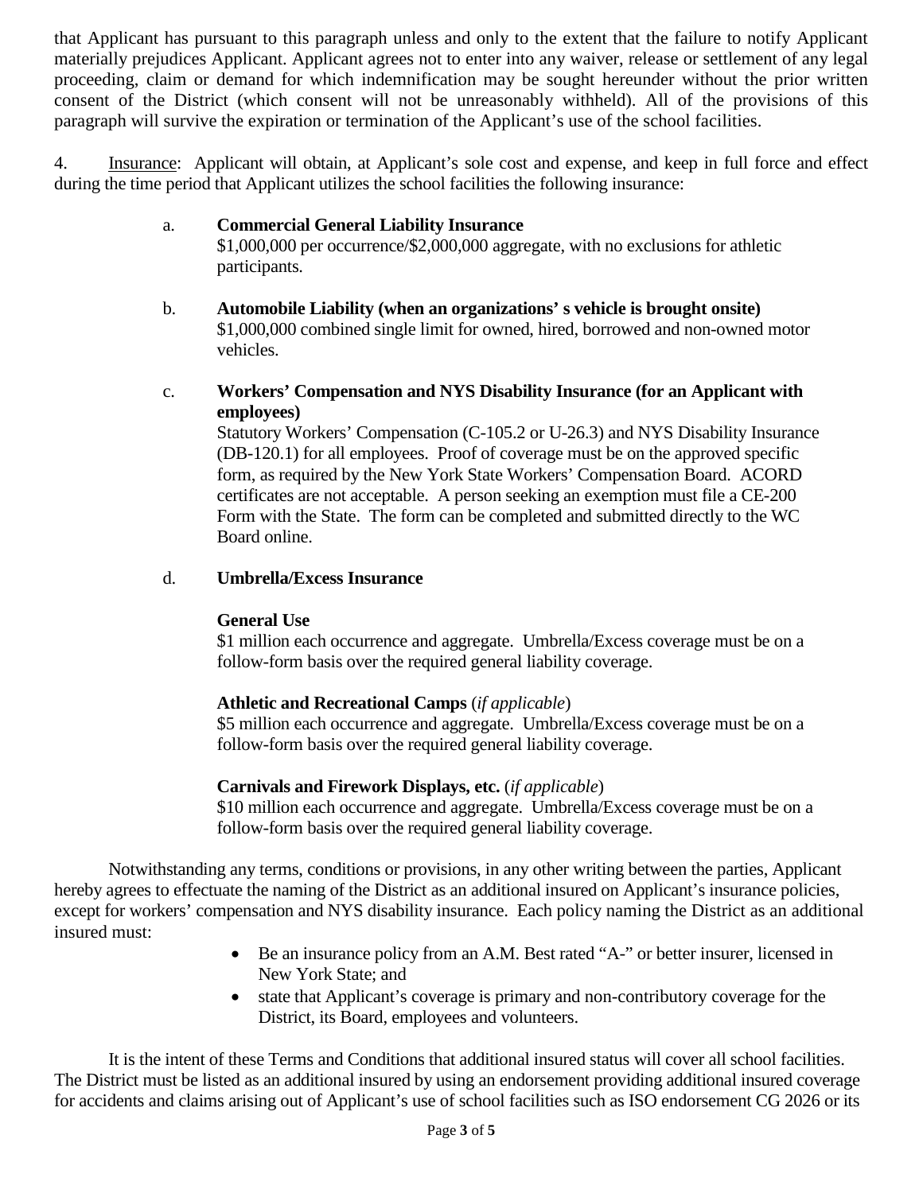that Applicant has pursuant to this paragraph unless and only to the extent that the failure to notify Applicant materially prejudices Applicant. Applicant agrees not to enter into any waiver, release or settlement of any legal proceeding, claim or demand for which indemnification may be sought hereunder without the prior written consent of the District (which consent will not be unreasonably withheld). All of the provisions of this paragraph will survive the expiration or termination of the Applicant's use of the school facilities.

4. Insurance: Applicant will obtain, at Applicant's sole cost and expense, and keep in full force and effect during the time period that Applicant utilizes the school facilities the following insurance:

a. **Commercial General Liability Insurance**
$1,000,000 per occurrence/$2,000,000 aggregate, with no exclusions for athletic participants.

b. **Automobile Liability (when an organizations' s vehicle is brought onsite)**
$1,000,000 combined single limit for owned, hired, borrowed and non-owned motor vehicles.

c. **Workers' Compensation and NYS Disability Insurance (for an Applicant with employees)**
Statutory Workers' Compensation (C-105.2 or U-26.3) and NYS Disability Insurance (DB-120.1) for all employees. Proof of coverage must be on the approved specific form, as required by the New York State Workers' Compensation Board. ACORD certificates are not acceptable. A person seeking an exemption must file a CE-200 Form with the State. The form can be completed and submitted directly to the WC Board online.

d. **Umbrella/Excess Insurance**

**General Use**
$1 million each occurrence and aggregate. Umbrella/Excess coverage must be on a follow-form basis over the required general liability coverage.

**Athletic and Recreational Camps** (*if applicable*)
$5 million each occurrence and aggregate. Umbrella/Excess coverage must be on a follow-form basis over the required general liability coverage.

**Carnivals and Firework Displays, etc.** (*if applicable*)
$10 million each occurrence and aggregate. Umbrella/Excess coverage must be on a follow-form basis over the required general liability coverage.

Notwithstanding any terms, conditions or provisions, in any other writing between the parties, Applicant hereby agrees to effectuate the naming of the District as an additional insured on Applicant's insurance policies, except for workers' compensation and NYS disability insurance. Each policy naming the District as an additional insured must:

- Be an insurance policy from an A.M. Best rated "A-" or better insurer, licensed in New York State; and
- state that Applicant's coverage is primary and non-contributory coverage for the District, its Board, employees and volunteers.

It is the intent of these Terms and Conditions that additional insured status will cover all school facilities. The District must be listed as an additional insured by using an endorsement providing additional insured coverage for accidents and claims arising out of Applicant's use of school facilities such as ISO endorsement CG 2026 or its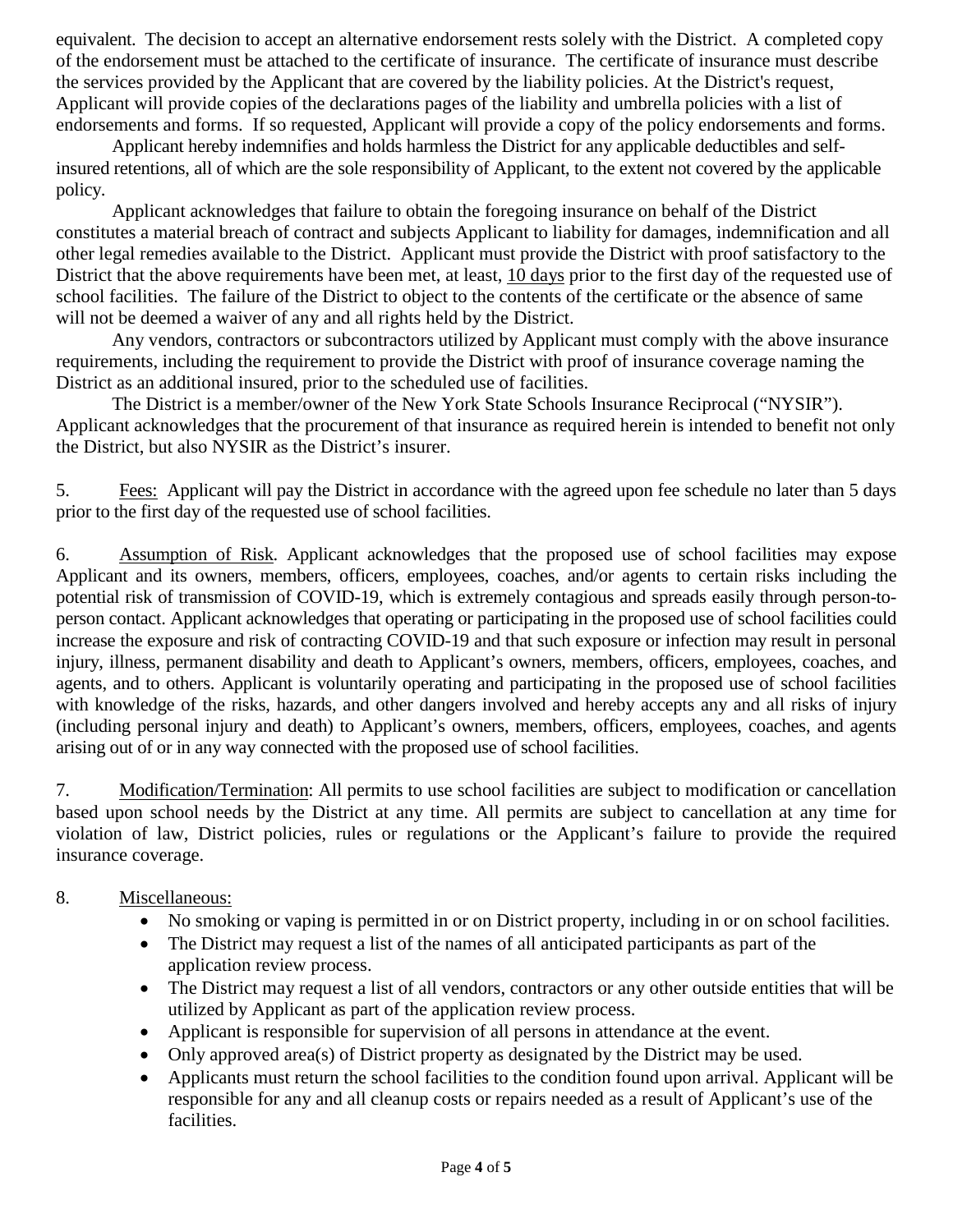equivalent. The decision to accept an alternative endorsement rests solely with the District. A completed copy of the endorsement must be attached to the certificate of insurance. The certificate of insurance must describe the services provided by the Applicant that are covered by the liability policies. At the District's request, Applicant will provide copies of the declarations pages of the liability and umbrella policies with a list of endorsements and forms. If so requested, Applicant will provide a copy of the policy endorsements and forms.

Applicant hereby indemnifies and holds harmless the District for any applicable deductibles and self-insured retentions, all of which are the sole responsibility of Applicant, to the extent not covered by the applicable policy.

Applicant acknowledges that failure to obtain the foregoing insurance on behalf of the District constitutes a material breach of contract and subjects Applicant to liability for damages, indemnification and all other legal remedies available to the District. Applicant must provide the District with proof satisfactory to the District that the above requirements have been met, at least, 10 days prior to the first day of the requested use of school facilities. The failure of the District to object to the contents of the certificate or the absence of same will not be deemed a waiver of any and all rights held by the District.

Any vendors, contractors or subcontractors utilized by Applicant must comply with the above insurance requirements, including the requirement to provide the District with proof of insurance coverage naming the District as an additional insured, prior to the scheduled use of facilities.

The District is a member/owner of the New York State Schools Insurance Reciprocal ("NYSIR"). Applicant acknowledges that the procurement of that insurance as required herein is intended to benefit not only the District, but also NYSIR as the District's insurer.

5. Fees: Applicant will pay the District in accordance with the agreed upon fee schedule no later than 5 days prior to the first day of the requested use of school facilities.

6. Assumption of Risk. Applicant acknowledges that the proposed use of school facilities may expose Applicant and its owners, members, officers, employees, coaches, and/or agents to certain risks including the potential risk of transmission of COVID-19, which is extremely contagious and spreads easily through person-to-person contact. Applicant acknowledges that operating or participating in the proposed use of school facilities could increase the exposure and risk of contracting COVID-19 and that such exposure or infection may result in personal injury, illness, permanent disability and death to Applicant's owners, members, officers, employees, coaches, and agents, and to others. Applicant is voluntarily operating and participating in the proposed use of school facilities with knowledge of the risks, hazards, and other dangers involved and hereby accepts any and all risks of injury (including personal injury and death) to Applicant's owners, members, officers, employees, coaches, and agents arising out of or in any way connected with the proposed use of school facilities.

7. Modification/Termination: All permits to use school facilities are subject to modification or cancellation based upon school needs by the District at any time. All permits are subject to cancellation at any time for violation of law, District policies, rules or regulations or the Applicant's failure to provide the required insurance coverage.

8. Miscellaneous:

- No smoking or vaping is permitted in or on District property, including in or on school facilities.
- The District may request a list of the names of all anticipated participants as part of the application review process.
- The District may request a list of all vendors, contractors or any other outside entities that will be utilized by Applicant as part of the application review process.
- Applicant is responsible for supervision of all persons in attendance at the event.
- Only approved area(s) of District property as designated by the District may be used.
- Applicants must return the school facilities to the condition found upon arrival. Applicant will be responsible for any and all cleanup costs or repairs needed as a result of Applicant's use of the facilities.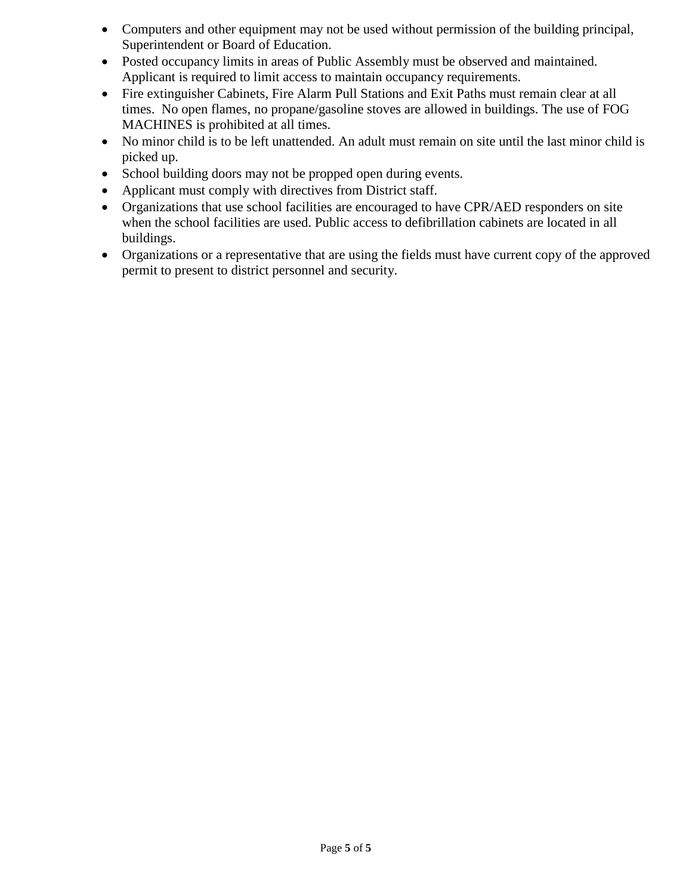- Computers and other equipment may not be used without permission of the building principal, Superintendent or Board of Education.
- Posted occupancy limits in areas of Public Assembly must be observed and maintained. Applicant is required to limit access to maintain occupancy requirements.
- Fire extinguisher Cabinets, Fire Alarm Pull Stations and Exit Paths must remain clear at all times. No open flames, no propane/gasoline stoves are allowed in buildings. The use of FOG MACHINES is prohibited at all times.
- No minor child is to be left unattended. An adult must remain on site until the last minor child is picked up.
- School building doors may not be propped open during events.
- Applicant must comply with directives from District staff.
- Organizations that use school facilities are encouraged to have CPR/AED responders on site when the school facilities are used. Public access to defibrillation cabinets are located in all buildings.
- Organizations or a representative that are using the fields must have current copy of the approved permit to present to district personnel and security.